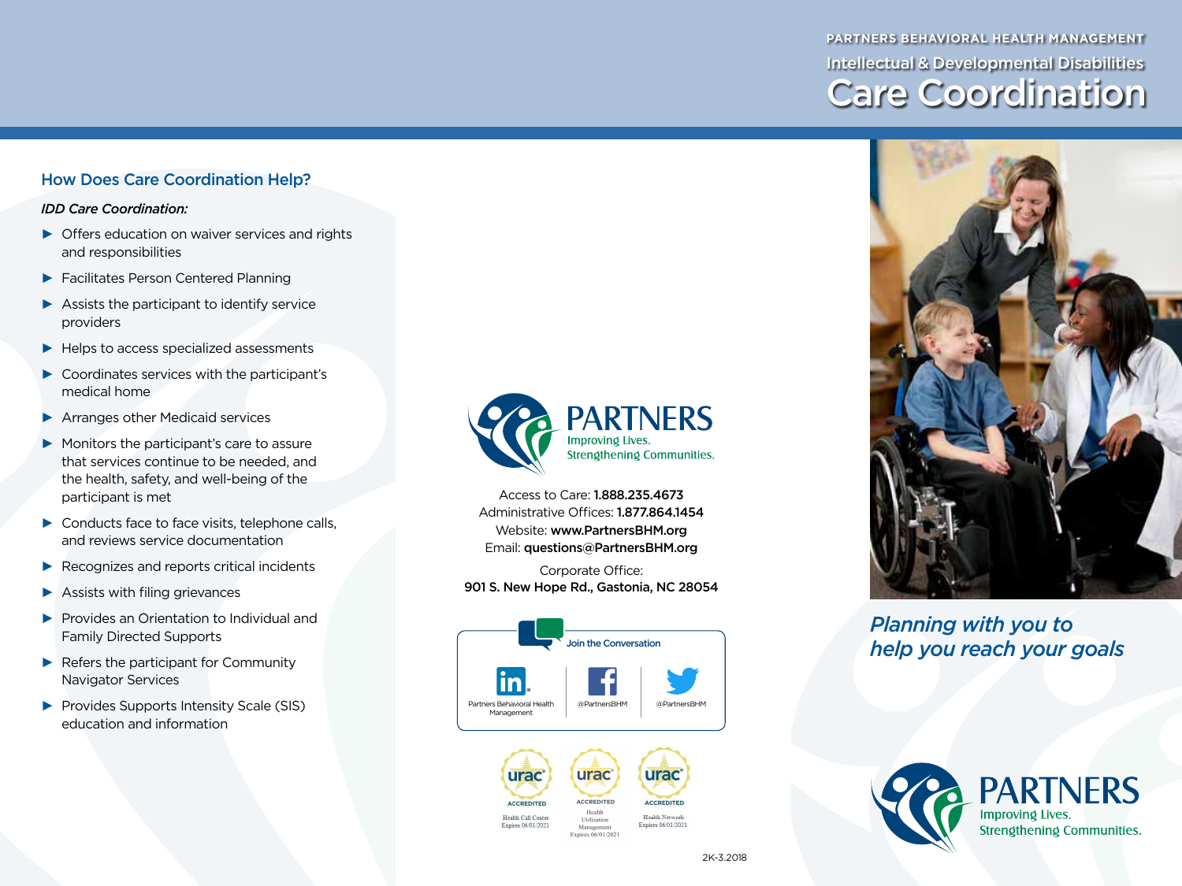PARTNERS BEHAVIORAL HEALTH MANAGEMENT

Intellectual & Developmental Disabilities

# Care Coordination

## How Does Care Coordination Help?

*IDD Care Coordination:*

- Offers education on waiver services and rights and responsibilities
- Facilitates Person Centered Planning
- Assists the participant to identify service providers
- Helps to access specialized assessments
- Coordinates services with the participant's medical home
- Arranges other Medicaid services
- Monitors the participant's care to assure that services continue to be needed, and the health, safety, and well-being of the participant is met
- Conducts face to face visits, telephone calls, and reviews service documentation
- Recognizes and reports critical incidents
- Assists with filing grievances
- Provides an Orientation to Individual and Family Directed Supports
- Refers the participant for Community Navigator Services
- Provides Supports Intensity Scale (SIS) education and information

PARTNERS
Improving Lives.
Strengthening Communities.

Access to Care: **1.888.235.4673**
Administrative Offices: **1.877.864.1454**
Website: **www.PartnersBHM.org**
Email: **questions@PartnersBHM.org**

Corporate Office:
**901 S. New Hope Rd., Gastonia, NC 28054**

Join the Conversation

Partners Behavioral Health Management | @PartnersBHM | @PartnersBHM

urac ACCREDITED Health Call Center Expires 06/01/2021

urac ACCREDITED Health Utilization Management Expires 06/01/2021

urac ACCREDITED Health Network Expires 06/01/2021

2K-3.2018

*Planning with you to help you reach your goals*

PARTNERS
Improving Lives.
Strengthening Communities.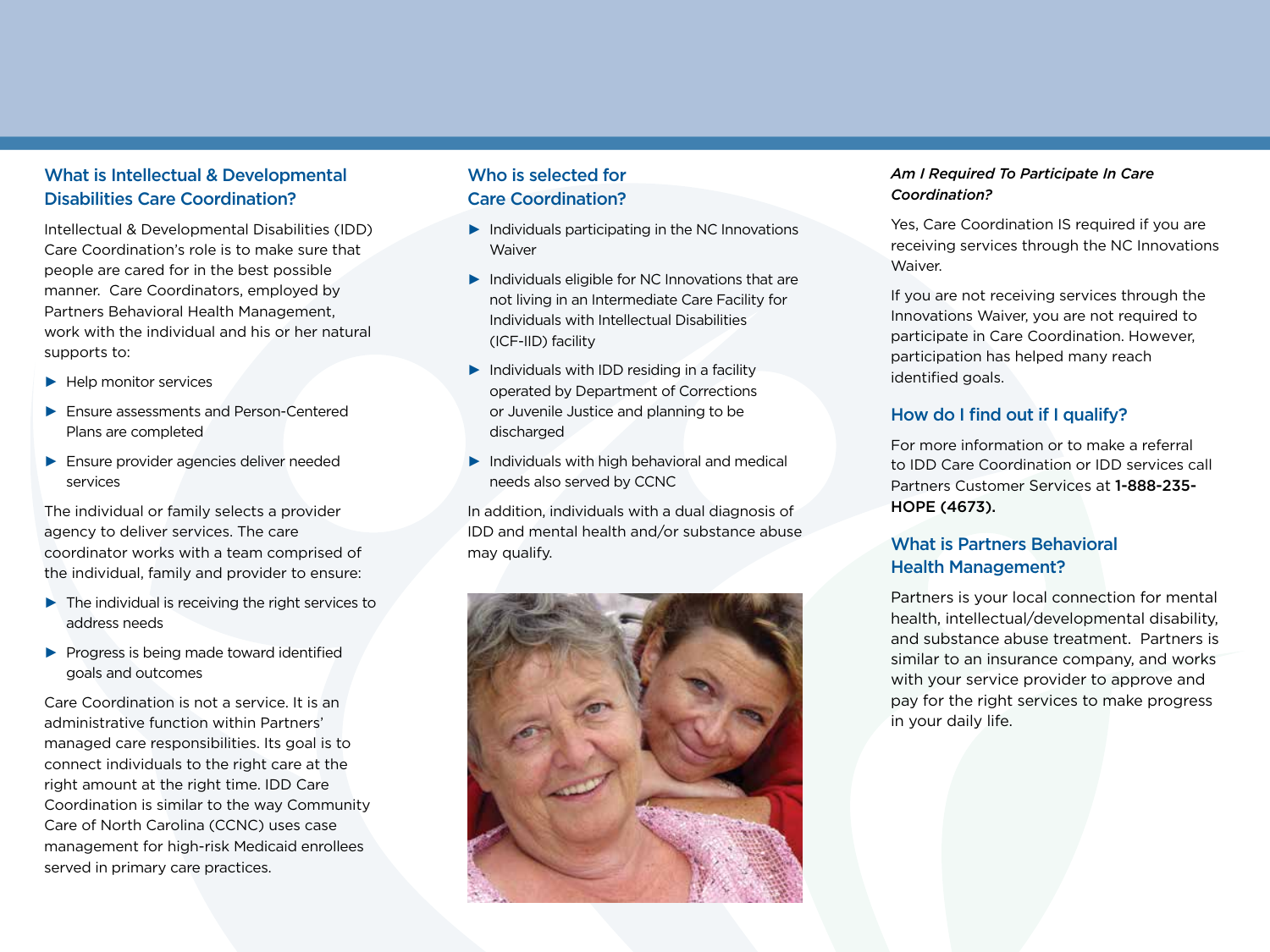## What is Intellectual & Developmental Disabilities Care Coordination?

Intellectual & Developmental Disabilities (IDD) Care Coordination's role is to make sure that people are cared for in the best possible manner. Care Coordinators, employed by Partners Behavioral Health Management, work with the individual and his or her natural supports to:

- Help monitor services
- Ensure assessments and Person-Centered Plans are completed
- Ensure provider agencies deliver needed services

The individual or family selects a provider agency to deliver services. The care coordinator works with a team comprised of the individual, family and provider to ensure:

- The individual is receiving the right services to address needs
- Progress is being made toward identified goals and outcomes

Care Coordination is not a service. It is an administrative function within Partners' managed care responsibilities. Its goal is to connect individuals to the right care at the right amount at the right time. IDD Care Coordination is similar to the way Community Care of North Carolina (CCNC) uses case management for high-risk Medicaid enrollees served in primary care practices.

## Who is selected for Care Coordination?

- Individuals participating in the NC Innovations Waiver
- Individuals eligible for NC Innovations that are not living in an Intermediate Care Facility for Individuals with Intellectual Disabilities (ICF-IID) facility
- Individuals with IDD residing in a facility operated by Department of Corrections or Juvenile Justice and planning to be discharged
- Individuals with high behavioral and medical needs also served by CCNC

In addition, individuals with a dual diagnosis of IDD and mental health and/or substance abuse may qualify.

***Am I Required To Participate In Care Coordination?***

Yes, Care Coordination IS required if you are receiving services through the NC Innovations Waiver.

If you are not receiving services through the Innovations Waiver, you are not required to participate in Care Coordination. However, participation has helped many reach identified goals.

## How do I find out if I qualify?

For more information or to make a referral to IDD Care Coordination or IDD services call Partners Customer Services at **1-888-235-HOPE (4673).**

## What is Partners Behavioral Health Management?

Partners is your local connection for mental health, intellectual/developmental disability, and substance abuse treatment. Partners is similar to an insurance company, and works with your service provider to approve and pay for the right services to make progress in your daily life.